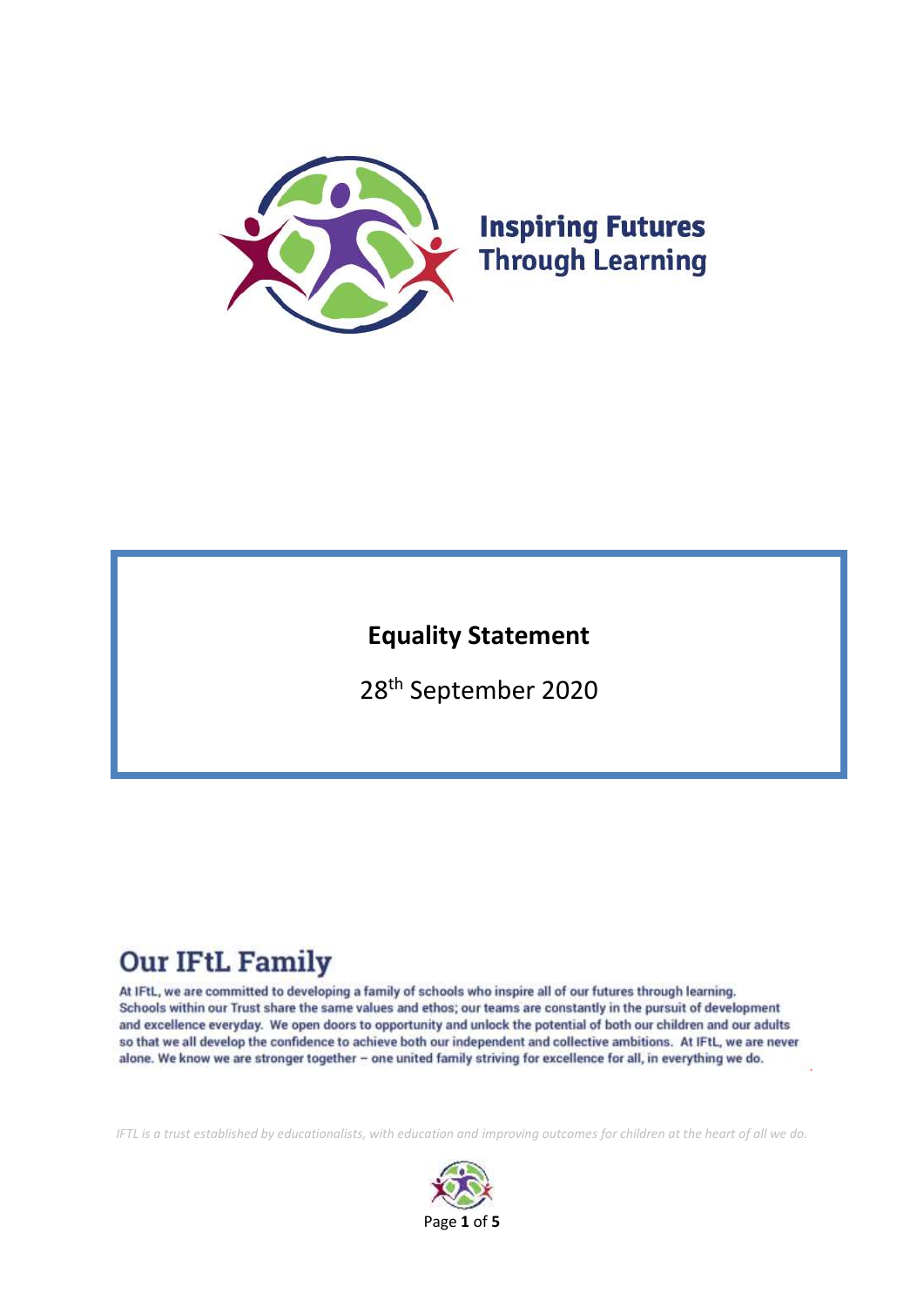Inspiring Futures Through Learning

# Equality Statement

28th September 2020

## Our IFtL Family

At IFtL, we are committed to developing a family of schools who inspire all of our futures through learning. Schools within our Trust share the same values and ethos; our teams are constantly in the pursuit of development and excellence everyday. We open doors to opportunity and unlock the potential of both our children and our adults so that we all develop the confidence to achieve both our independent and collective ambitions. At IFtL, we are never alone. We know we are stronger together – one united family striving for excellence for all, in everything we do.

*IFTL is a trust established by educationalists, with education and improving outcomes for children at the heart of all we do.*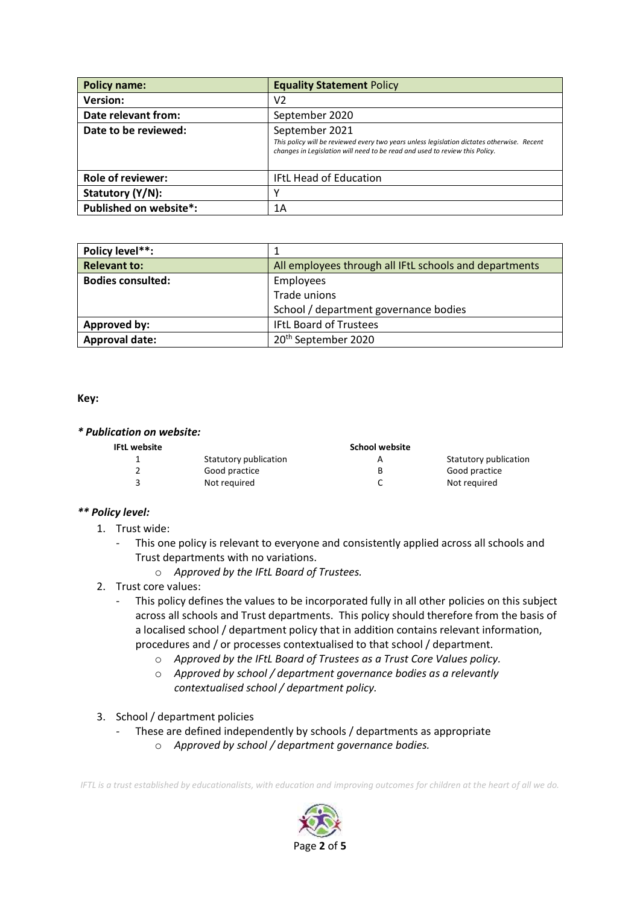| Policy name: | **Equality Statement** Policy |
|---|---|
| **Version:** | V2 |
| **Date relevant from:** | September 2020 |
| **Date to be reviewed:** | September 2021<br>*This policy will be reviewed every two years unless legislation dictates otherwise. Recent changes in Legislation will need to be read and used to review this Policy.* |
| **Role of reviewer:** | IFtL Head of Education |
| **Statutory (Y/N):** | Y |
| **Published on website*:** | 1A |

| Policy level**: | 1 |
|---|---|
| **Relevant to:** | All employees through all IFtL schools and departments |
| **Bodies consulted:** | Employees<br>Trade unions<br>School / department governance bodies |
| **Approved by:** | IFtL Board of Trustees |
| **Approval date:** | 20th September 2020 |

**Key:**

***\* Publication on website:***

| IFtL website | | School website | |
|---|---|---|---|
| 1 | Statutory publication | A | Statutory publication |
| 2 | Good practice | B | Good practice |
| 3 | Not required | C | Not required |

***\*\* Policy level:***

1. Trust wide:
   - This one policy is relevant to everyone and consistently applied across all schools and Trust departments with no variations.
     - *Approved by the IFtL Board of Trustees.*
2. Trust core values:
   - This policy defines the values to be incorporated fully in all other policies on this subject across all schools and Trust departments. This policy should therefore from the basis of a localised school / department policy that in addition contains relevant information, procedures and / or processes contextualised to that school / department.
     - *Approved by the IFtL Board of Trustees as a Trust Core Values policy.*
     - *Approved by school / department governance bodies as a relevantly contextualised school / department policy.*
3. School / department policies
   - These are defined independently by schools / departments as appropriate
     - *Approved by school / department governance bodies.*

*IFTL is a trust established by educationalists, with education and improving outcomes for children at the heart of all we do.*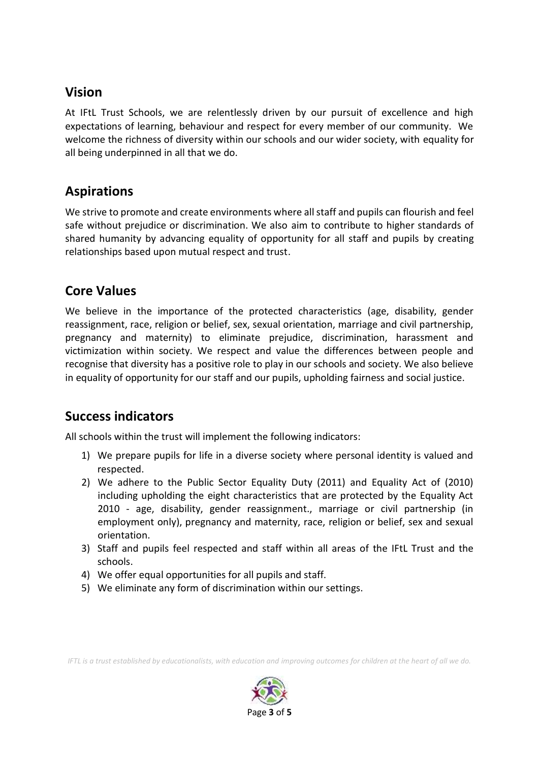## Vision

At IFtL Trust Schools, we are relentlessly driven by our pursuit of excellence and high expectations of learning, behaviour and respect for every member of our community. We welcome the richness of diversity within our schools and our wider society, with equality for all being underpinned in all that we do.

## Aspirations

We strive to promote and create environments where all staff and pupils can flourish and feel safe without prejudice or discrimination. We also aim to contribute to higher standards of shared humanity by advancing equality of opportunity for all staff and pupils by creating relationships based upon mutual respect and trust.

## Core Values

We believe in the importance of the protected characteristics (age, disability, gender reassignment, race, religion or belief, sex, sexual orientation, marriage and civil partnership, pregnancy and maternity) to eliminate prejudice, discrimination, harassment and victimization within society. We respect and value the differences between people and recognise that diversity has a positive role to play in our schools and society. We also believe in equality of opportunity for our staff and our pupils, upholding fairness and social justice.

## Success indicators

All schools within the trust will implement the following indicators:

1) We prepare pupils for life in a diverse society where personal identity is valued and respected.
2) We adhere to the Public Sector Equality Duty (2011) and Equality Act of (2010) including upholding the eight characteristics that are protected by the Equality Act 2010 - age, disability, gender reassignment., marriage or civil partnership (in employment only), pregnancy and maternity, race, religion or belief, sex and sexual orientation.
3) Staff and pupils feel respected and staff within all areas of the IFtL Trust and the schools.
4) We offer equal opportunities for all pupils and staff.
5) We eliminate any form of discrimination within our settings.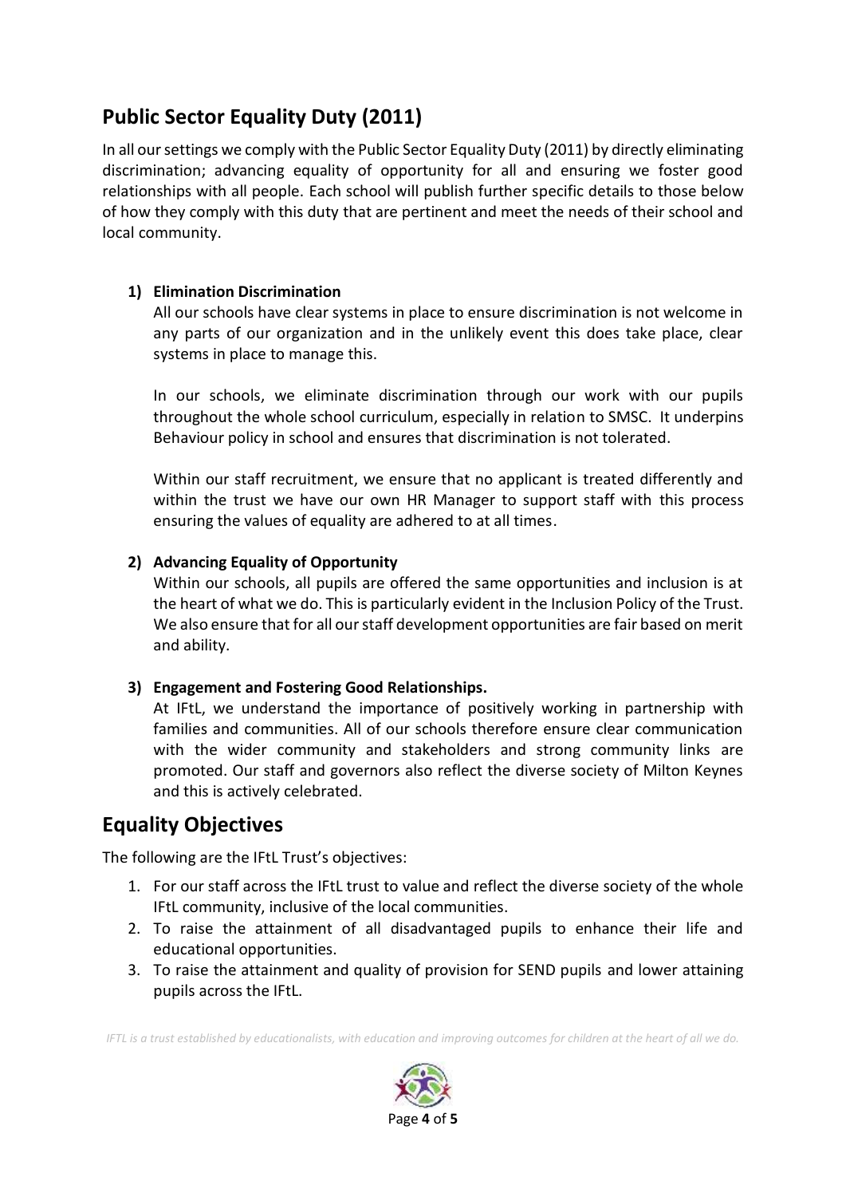## Public Sector Equality Duty (2011)

In all our settings we comply with the Public Sector Equality Duty (2011) by directly eliminating discrimination; advancing equality of opportunity for all and ensuring we foster good relationships with all people. Each school will publish further specific details to those below of how they comply with this duty that are pertinent and meet the needs of their school and local community.

1) **Elimination Discrimination**

   All our schools have clear systems in place to ensure discrimination is not welcome in any parts of our organization and in the unlikely event this does take place, clear systems in place to manage this.

   In our schools, we eliminate discrimination through our work with our pupils throughout the whole school curriculum, especially in relation to SMSC. It underpins Behaviour policy in school and ensures that discrimination is not tolerated.

   Within our staff recruitment, we ensure that no applicant is treated differently and within the trust we have our own HR Manager to support staff with this process ensuring the values of equality are adhered to at all times.

2) **Advancing Equality of Opportunity**

   Within our schools, all pupils are offered the same opportunities and inclusion is at the heart of what we do. This is particularly evident in the Inclusion Policy of the Trust. We also ensure that for all our staff development opportunities are fair based on merit and ability.

3) **Engagement and Fostering Good Relationships.**

   At IFtL, we understand the importance of positively working in partnership with families and communities. All of our schools therefore ensure clear communication with the wider community and stakeholders and strong community links are promoted. Our staff and governors also reflect the diverse society of Milton Keynes and this is actively celebrated.

## Equality Objectives

The following are the IFtL Trust's objectives:

1. For our staff across the IFtL trust to value and reflect the diverse society of the whole IFtL community, inclusive of the local communities.
2. To raise the attainment of all disadvantaged pupils to enhance their life and educational opportunities.
3. To raise the attainment and quality of provision for SEND pupils and lower attaining pupils across the IFtL.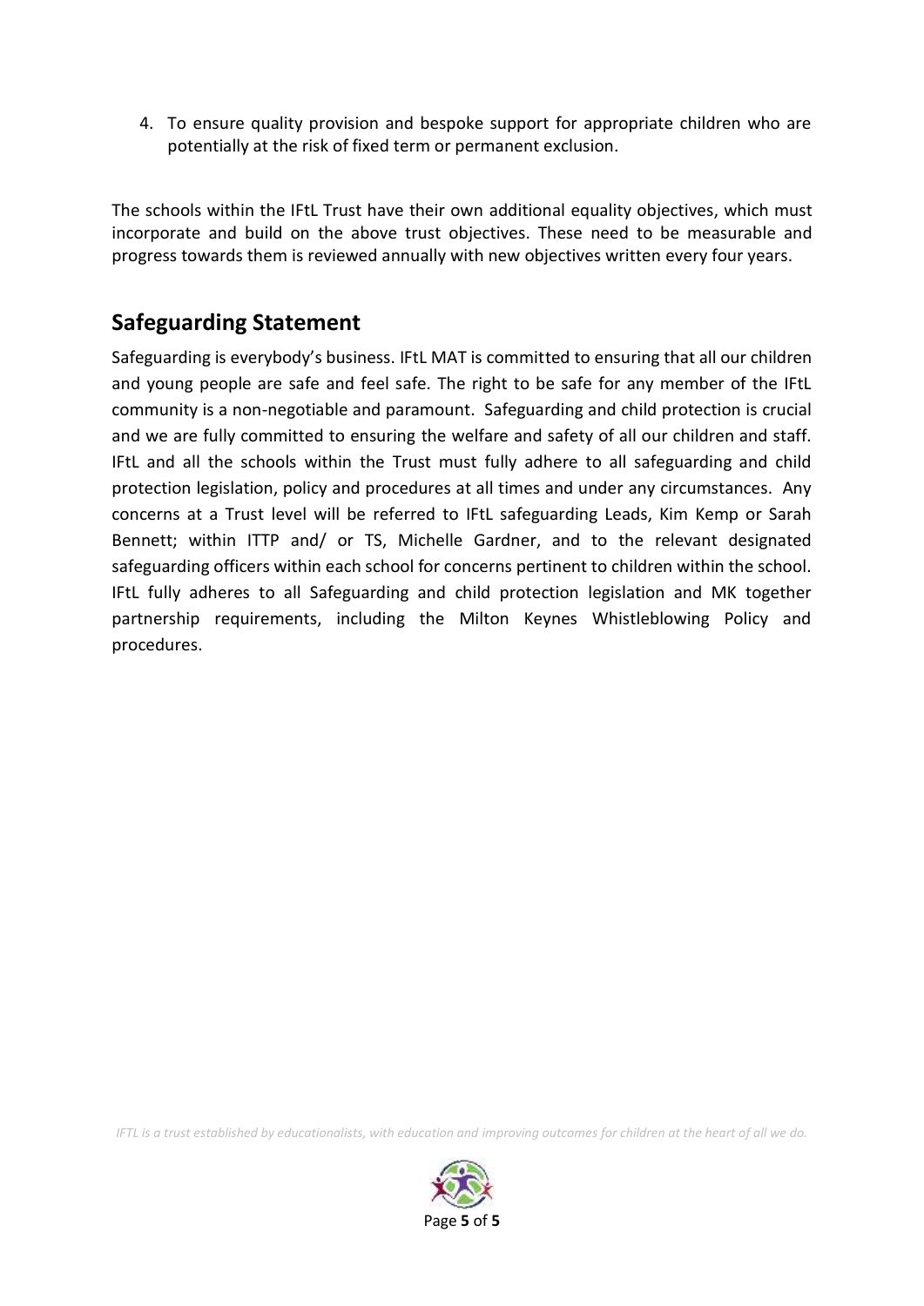4. To ensure quality provision and bespoke support for appropriate children who are potentially at the risk of fixed term or permanent exclusion.

The schools within the IFtL Trust have their own additional equality objectives, which must incorporate and build on the above trust objectives. These need to be measurable and progress towards them is reviewed annually with new objectives written every four years.

## Safeguarding Statement

Safeguarding is everybody's business. IFtL MAT is committed to ensuring that all our children and young people are safe and feel safe. The right to be safe for any member of the IFtL community is a non-negotiable and paramount. Safeguarding and child protection is crucial and we are fully committed to ensuring the welfare and safety of all our children and staff. IFtL and all the schools within the Trust must fully adhere to all safeguarding and child protection legislation, policy and procedures at all times and under any circumstances. Any concerns at a Trust level will be referred to IFtL safeguarding Leads, Kim Kemp or Sarah Bennett; within ITTP and/ or TS, Michelle Gardner, and to the relevant designated safeguarding officers within each school for concerns pertinent to children within the school. IFtL fully adheres to all Safeguarding and child protection legislation and MK together partnership requirements, including the Milton Keynes Whistleblowing Policy and procedures.